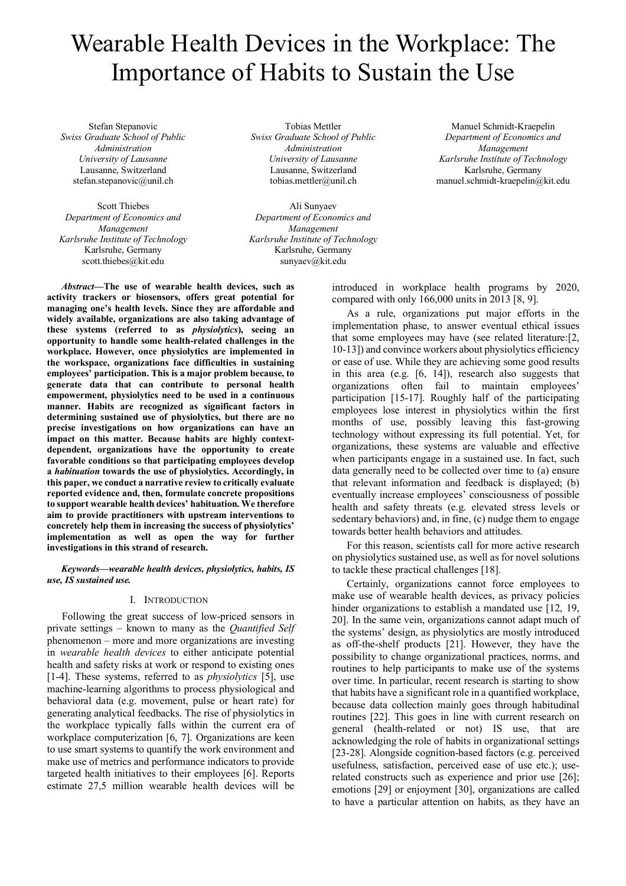# Wearable Health Devices in the Workplace: The Importance of Habits to Sustain the Use

Stefan Stepanovic
*Swiss Graduate School of Public Administration*
*University of Lausanne*
Lausanne, Switzerland
stefan.stepanovic@unil.ch

Tobias Mettler
*Swiss Graduate School of Public Administration*
*University of Lausanne*
Lausanne, Switzerland
tobias.mettler@unil.ch

Manuel Schmidt-Kraepelin
*Department of Economics and Management*
*Karlsruhe Institute of Technology*
Karlsruhe, Germany
manuel.schmidt-kraepelin@kit.edu

Scott Thiebes
*Department of Economics and Management*
*Karlsruhe Institute of Technology*
Karlsruhe, Germany
scott.thiebes@kit.edu

Ali Sunyaev
*Department of Economics and Management*
*Karlsruhe Institute of Technology*
Karlsruhe, Germany
sunyaev@kit.edu

***Abstract*—The use of wearable health devices, such as activity trackers or biosensors, offers great potential for managing one's health levels. Since they are affordable and widely available, organizations are also taking advantage of these systems (referred to as *physiolytics*), seeing an opportunity to handle some health-related challenges in the workplace. However, once physiolytics are implemented in the workspace, organizations face difficulties in sustaining employees' participation. This is a major problem because, to generate data that can contribute to personal health empowerment, physiolytics need to be used in a continuous manner. Habits are recognized as significant factors in determining sustained use of physiolytics, but there are no precise investigations on how organizations can have an impact on this matter. Because habits are highly context-dependent, organizations have the opportunity to create favorable conditions so that participating employees develop a *habituation* towards the use of physiolytics. Accordingly, in this paper, we conduct a narrative review to critically evaluate reported evidence and, then, formulate concrete propositions to support wearable health devices' habituation. We therefore aim to provide practitioners with upstream interventions to concretely help them in increasing the success of physiolytics' implementation as well as open the way for further investigations in this strand of research.**

***Keywords*—wearable health devices, physiolytics, habits, IS use, IS sustained use.**

## I. Introduction

Following the great success of low-priced sensors in private settings – known to many as the *Quantified Self* phenomenon – more and more organizations are investing in *wearable health devices* to either anticipate potential health and safety risks at work or respond to existing ones [1-4]. These systems, referred to as *physiolytics* [5], use machine-learning algorithms to process physiological and behavioral data (e.g. movement, pulse or heart rate) for generating analytical feedbacks. The rise of physiolytics in the workplace typically falls within the current era of workplace computerization [6, 7]. Organizations are keen to use smart systems to quantify the work environment and make use of metrics and performance indicators to provide targeted health initiatives to their employees [6]. Reports estimate 27,5 million wearable health devices will be introduced in workplace health programs by 2020, compared with only 166,000 units in 2013 [8, 9].

As a rule, organizations put major efforts in the implementation phase, to answer eventual ethical issues that some employees may have (see related literature:[2, 10-13]) and convince workers about physiolytics efficiency or ease of use. While they are achieving some good results in this area (e.g. [6, 14]), research also suggests that organizations often fail to maintain employees' participation [15-17]. Roughly half of the participating employees lose interest in physiolytics within the first months of use, possibly leaving this fast-growing technology without expressing its full potential. Yet, for organizations, these systems are valuable and effective when participants engage in a sustained use. In fact, such data generally need to be collected over time to (a) ensure that relevant information and feedback is displayed; (b) eventually increase employees' consciousness of possible health and safety threats (e.g. elevated stress levels or sedentary behaviors) and, in fine, (c) nudge them to engage towards better health behaviors and attitudes.

For this reason, scientists call for more active research on physiolytics sustained use, as well as for novel solutions to tackle these practical challenges [18].

Certainly, organizations cannot force employees to make use of wearable health devices, as privacy policies hinder organizations to establish a mandated use [12, 19, 20]. In the same vein, organizations cannot adapt much of the systems' design, as physiolytics are mostly introduced as off-the-shelf products [21]. However, they have the possibility to change organizational practices, norms, and routines to help participants to make use of the systems over time. In particular, recent research is starting to show that habits have a significant role in a quantified workplace, because data collection mainly goes through habitudinal routines [22]. This goes in line with current research on general (health-related or not) IS use, that are acknowledging the role of habits in organizational settings [23-28]. Alongside cognition-based factors (e.g. perceived usefulness, satisfaction, perceived ease of use etc.); use-related constructs such as experience and prior use [26]; emotions [29] or enjoyment [30], organizations are called to have a particular attention on habits, as they have an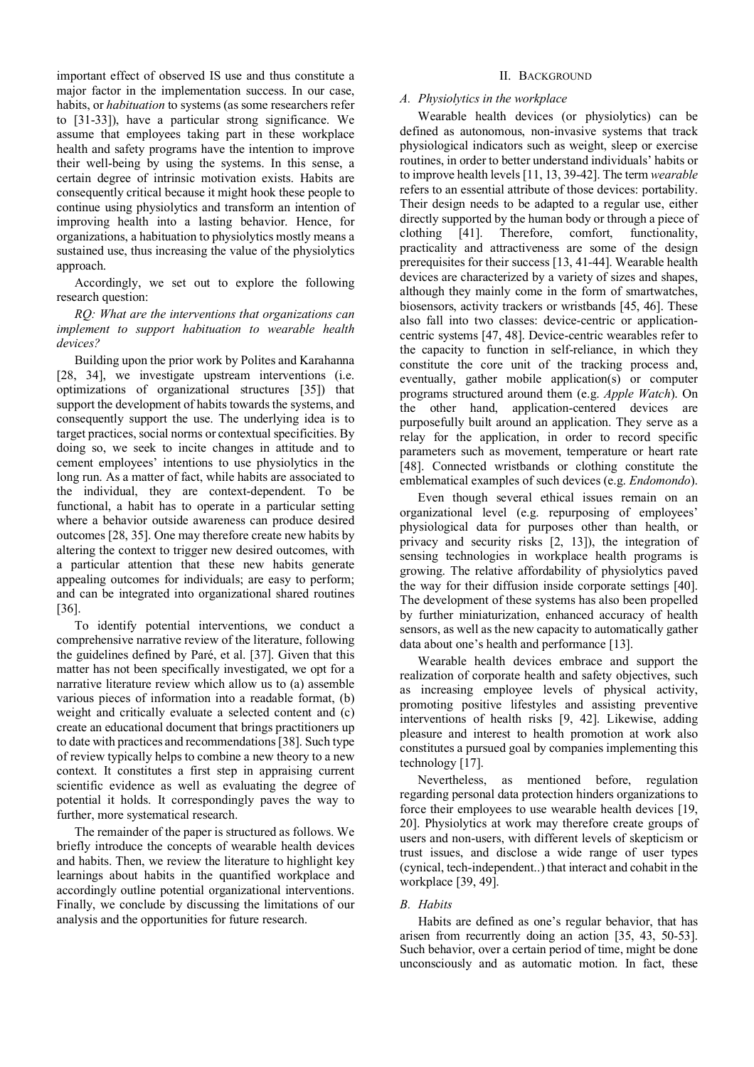important effect of observed IS use and thus constitute a major factor in the implementation success. In our case, habits, or *habituation* to systems (as some researchers refer to [31-33]), have a particular strong significance. We assume that employees taking part in these workplace health and safety programs have the intention to improve their well-being by using the systems. In this sense, a certain degree of intrinsic motivation exists. Habits are consequently critical because it might hook these people to continue using physiolytics and transform an intention of improving health into a lasting behavior. Hence, for organizations, a habituation to physiolytics mostly means a sustained use, thus increasing the value of the physiolytics approach.

Accordingly, we set out to explore the following research question:

*RQ: What are the interventions that organizations can implement to support habituation to wearable health devices?*

Building upon the prior work by Polites and Karahanna [28, 34], we investigate upstream interventions (i.e. optimizations of organizational structures [35]) that support the development of habits towards the systems, and consequently support the use. The underlying idea is to target practices, social norms or contextual specificities. By doing so, we seek to incite changes in attitude and to cement employees' intentions to use physiolytics in the long run. As a matter of fact, while habits are associated to the individual, they are context-dependent. To be functional, a habit has to operate in a particular setting where a behavior outside awareness can produce desired outcomes [28, 35]. One may therefore create new habits by altering the context to trigger new desired outcomes, with a particular attention that these new habits generate appealing outcomes for individuals; are easy to perform; and can be integrated into organizational shared routines [36].

To identify potential interventions, we conduct a comprehensive narrative review of the literature, following the guidelines defined by Paré, et al. [37]. Given that this matter has not been specifically investigated, we opt for a narrative literature review which allow us to (a) assemble various pieces of information into a readable format, (b) weight and critically evaluate a selected content and (c) create an educational document that brings practitioners up to date with practices and recommendations [38]. Such type of review typically helps to combine a new theory to a new context. It constitutes a first step in appraising current scientific evidence as well as evaluating the degree of potential it holds. It correspondingly paves the way to further, more systematical research.

The remainder of the paper is structured as follows. We briefly introduce the concepts of wearable health devices and habits. Then, we review the literature to highlight key learnings about habits in the quantified workplace and accordingly outline potential organizational interventions. Finally, we conclude by discussing the limitations of our analysis and the opportunities for future research.

## II. Background

### A. Physiolytics in the workplace

Wearable health devices (or physiolytics) can be defined as autonomous, non-invasive systems that track physiological indicators such as weight, sleep or exercise routines, in order to better understand individuals' habits or to improve health levels [11, 13, 39-42]. The term *wearable* refers to an essential attribute of those devices: portability. Their design needs to be adapted to a regular use, either directly supported by the human body or through a piece of clothing [41]. Therefore, comfort, functionality, practicality and attractiveness are some of the design prerequisites for their success [13, 41-44]. Wearable health devices are characterized by a variety of sizes and shapes, although they mainly come in the form of smartwatches, biosensors, activity trackers or wristbands [45, 46]. These also fall into two classes: device-centric or application-centric systems [47, 48]. Device-centric wearables refer to the capacity to function in self-reliance, in which they constitute the core unit of the tracking process and, eventually, gather mobile application(s) or computer programs structured around them (e.g. *Apple Watch*). On the other hand, application-centered devices are purposefully built around an application. They serve as a relay for the application, in order to record specific parameters such as movement, temperature or heart rate [48]. Connected wristbands or clothing constitute the emblematical examples of such devices (e.g. *Endomondo*).

Even though several ethical issues remain on an organizational level (e.g. repurposing of employees' physiological data for purposes other than health, or privacy and security risks [2, 13]), the integration of sensing technologies in workplace health programs is growing. The relative affordability of physiolytics paved the way for their diffusion inside corporate settings [40]. The development of these systems has also been propelled by further miniaturization, enhanced accuracy of health sensors, as well as the new capacity to automatically gather data about one's health and performance [13].

Wearable health devices embrace and support the realization of corporate health and safety objectives, such as increasing employee levels of physical activity, promoting positive lifestyles and assisting preventive interventions of health risks [9, 42]. Likewise, adding pleasure and interest to health promotion at work also constitutes a pursued goal by companies implementing this technology [17].

Nevertheless, as mentioned before, regulation regarding personal data protection hinders organizations to force their employees to use wearable health devices [19, 20]. Physiolytics at work may therefore create groups of users and non-users, with different levels of skepticism or trust issues, and disclose a wide range of user types (cynical, tech-independent..) that interact and cohabit in the workplace [39, 49].

### B. Habits

Habits are defined as one's regular behavior, that has arisen from recurrently doing an action [35, 43, 50-53]. Such behavior, over a certain period of time, might be done unconsciously and as automatic motion. In fact, these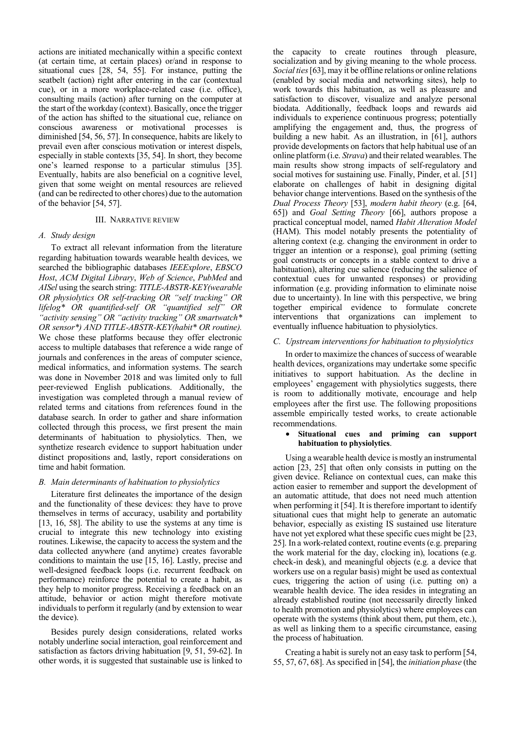actions are initiated mechanically within a specific context (at certain time, at certain places) or/and in response to situational cues [28, 54, 55]. For instance, putting the seatbelt (action) right after entering in the car (contextual cue), or in a more workplace-related case (i.e. office), consulting mails (action) after turning on the computer at the start of the workday (context). Basically, once the trigger of the action has shifted to the situational cue, reliance on conscious awareness or motivational processes is diminished [54, 56, 57]. In consequence, habits are likely to prevail even after conscious motivation or interest dispels, especially in stable contexts [35, 54]. In short, they become one's learned response to a particular stimulus [35]. Eventually, habits are also beneficial on a cognitive level, given that some weight on mental resources are relieved (and can be redirected to other chores) due to the automation of the behavior [54, 57].

## III. Narrative review

### A. Study design

To extract all relevant information from the literature regarding habituation towards wearable health devices, we searched the bibliographic databases *IEEExplore*, *EBSCO Host*, *ACM Digital Library*, *Web of Science*, *PubMed* and *AISel* using the search string: *TITLE-ABSTR-KEY(wearable OR physiolytics OR self-tracking OR "self tracking" OR lifelog* OR quantified-self OR "quantified self" OR "activity sensing" OR "activity tracking" OR smartwatch* OR sensor*) AND TITLE-ABSTR-KEY(habit* OR routine).* We chose these platforms because they offer electronic access to multiple databases that reference a wide range of journals and conferences in the areas of computer science, medical informatics, and information systems. The search was done in November 2018 and was limited only to full peer-reviewed English publications. Additionally, the investigation was completed through a manual review of related terms and citations from references found in the database search. In order to gather and share information collected through this process, we first present the main determinants of habituation to physiolytics. Then, we synthetize research evidence to support habituation under distinct propositions and, lastly, report considerations on time and habit formation.

### B. Main determinants of habituation to physiolytics

Literature first delineates the importance of the design and the functionality of these devices: they have to prove themselves in terms of accuracy, usability and portability [13, 16, 58]. The ability to use the systems at any time is crucial to integrate this new technology into existing routines. Likewise, the capacity to access the system and the data collected anywhere (and anytime) creates favorable conditions to maintain the use [15, 16]. Lastly, precise and well-designed feedback loops (i.e. recurrent feedback on performance) reinforce the potential to create a habit, as they help to monitor progress. Receiving a feedback on an attitude, behavior or action might therefore motivate individuals to perform it regularly (and by extension to wear the device).

Besides purely design considerations, related works notably underline social interaction, goal reinforcement and satisfaction as factors driving habituation [9, 51, 59-62]. In other words, it is suggested that sustainable use is linked to the capacity to create routines through pleasure, socialization and by giving meaning to the whole process. *Social ties* [63], may it be offline relations or online relations (enabled by social media and networking sites), help to work towards this habituation, as well as pleasure and satisfaction to discover, visualize and analyze personal biodata. Additionally, feedback loops and rewards aid individuals to experience continuous progress; potentially amplifying the engagement and, thus, the progress of building a new habit. As an illustration, in [61], authors provide developments on factors that help habitual use of an online platform (i.e. *Strava*) and their related wearables. The main results show strong impacts of self-regulatory and social motives for sustaining use. Finally, Pinder, et al. [51] elaborate on challenges of habit in designing digital behavior change interventions. Based on the synthesis of the *Dual Process Theory* [53], *modern habit theory* (e.g. [64, 65]) and *Goal Setting Theory* [66], authors propose a practical conceptual model, named *Habit Alteration Model* (HAM). This model notably presents the potentiality of altering context (e.g. changing the environment in order to trigger an intention or a response), goal priming (setting goal constructs or concepts in a stable context to drive a habituation), altering cue salience (reducing the salience of contextual cues for unwanted responses) or providing information (e.g. providing information to eliminate noise due to uncertainty). In line with this perspective, we bring together empirical evidence to formulate concrete interventions that organizations can implement to eventually influence habituation to physiolytics.

### C. Upstream interventions for habituation to physiolytics

In order to maximize the chances of success of wearable health devices, organizations may undertake some specific initiatives to support habituation. As the decline in employees' engagement with physiolytics suggests, there is room to additionally motivate, encourage and help employees after the first use. The following propositions assemble empirically tested works, to create actionable recommendations.

- **Situational cues and priming can support habituation to physiolytics**.

Using a wearable health device is mostly an instrumental action [23, 25] that often only consists in putting on the given device. Reliance on contextual cues, can make this action easier to remember and support the development of an automatic attitude, that does not need much attention when performing it [54]. It is therefore important to identify situational cues that might help to generate an automatic behavior, especially as existing IS sustained use literature have not yet explored what these specific cues might be [23, 25]. In a work-related context, routine events (e.g. preparing the work material for the day, clocking in), locations (e.g. check-in desk), and meaningful objects (e.g. a device that workers use on a regular basis) might be used as contextual cues, triggering the action of using (i.e. putting on) a wearable health device. The idea resides in integrating an already established routine (not necessarily directly linked to health promotion and physiolytics) where employees can operate with the systems (think about them, put them, etc.), as well as linking them to a specific circumstance, easing the process of habituation.

Creating a habit is surely not an easy task to perform [54, 55, 57, 67, 68]. As specified in [54], the *initiation phase* (the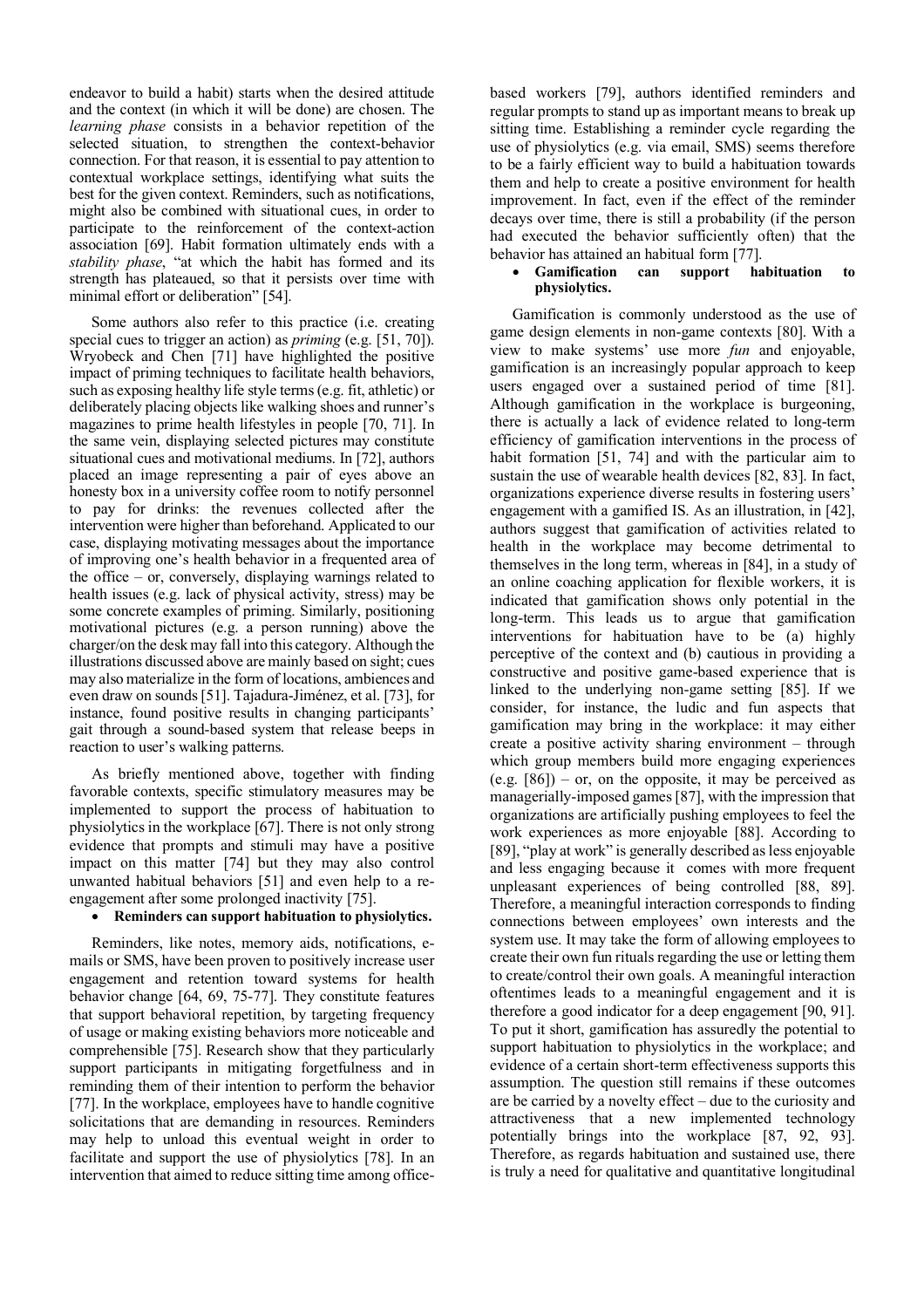endeavor to build a habit) starts when the desired attitude and the context (in which it will be done) are chosen. The *learning phase* consists in a behavior repetition of the selected situation, to strengthen the context-behavior connection. For that reason, it is essential to pay attention to contextual workplace settings, identifying what suits the best for the given context. Reminders, such as notifications, might also be combined with situational cues, in order to participate to the reinforcement of the context-action association [69]. Habit formation ultimately ends with a *stability phase*, "at which the habit has formed and its strength has plateaued, so that it persists over time with minimal effort or deliberation" [54].

Some authors also refer to this practice (i.e. creating special cues to trigger an action) as *priming* (e.g. [51, 70]). Wryobeck and Chen [71] have highlighted the positive impact of priming techniques to facilitate health behaviors, such as exposing healthy life style terms (e.g. fit, athletic) or deliberately placing objects like walking shoes and runner's magazines to prime health lifestyles in people [70, 71]. In the same vein, displaying selected pictures may constitute situational cues and motivational mediums. In [72], authors placed an image representing a pair of eyes above an honesty box in a university coffee room to notify personnel to pay for drinks: the revenues collected after the intervention were higher than beforehand. Applicated to our case, displaying motivating messages about the importance of improving one's health behavior in a frequented area of the office – or, conversely, displaying warnings related to health issues (e.g. lack of physical activity, stress) may be some concrete examples of priming. Similarly, positioning motivational pictures (e.g. a person running) above the charger/on the desk may fall into this category. Although the illustrations discussed above are mainly based on sight; cues may also materialize in the form of locations, ambiences and even draw on sounds [51]. Tajadura-Jiménez, et al. [73], for instance, found positive results in changing participants' gait through a sound-based system that release beeps in reaction to user's walking patterns.

As briefly mentioned above, together with finding favorable contexts, specific stimulatory measures may be implemented to support the process of habituation to physiolytics in the workplace [67]. There is not only strong evidence that prompts and stimuli may have a positive impact on this matter [74] but they may also control unwanted habitual behaviors [51] and even help to a re-engagement after some prolonged inactivity [75].

- **Reminders can support habituation to physiolytics.**

Reminders, like notes, memory aids, notifications, e-mails or SMS, have been proven to positively increase user engagement and retention toward systems for health behavior change [64, 69, 75-77]. They constitute features that support behavioral repetition, by targeting frequency of usage or making existing behaviors more noticeable and comprehensible [75]. Research show that they particularly support participants in mitigating forgetfulness and in reminding them of their intention to perform the behavior [77]. In the workplace, employees have to handle cognitive solicitations that are demanding in resources. Reminders may help to unload this eventual weight in order to facilitate and support the use of physiolytics [78]. In an intervention that aimed to reduce sitting time among office-based workers [79], authors identified reminders and regular prompts to stand up as important means to break up sitting time. Establishing a reminder cycle regarding the use of physiolytics (e.g. via email, SMS) seems therefore to be a fairly efficient way to build a habituation towards them and help to create a positive environment for health improvement. In fact, even if the effect of the reminder decays over time, there is still a probability (if the person had executed the behavior sufficiently often) that the behavior has attained an habitual form [77].

- **Gamification can support habituation to physiolytics.**

Gamification is commonly understood as the use of game design elements in non-game contexts [80]. With a view to make systems' use more *fun* and enjoyable, gamification is an increasingly popular approach to keep users engaged over a sustained period of time [81]. Although gamification in the workplace is burgeoning, there is actually a lack of evidence related to long-term efficiency of gamification interventions in the process of habit formation [51, 74] and with the particular aim to sustain the use of wearable health devices [82, 83]. In fact, organizations experience diverse results in fostering users' engagement with a gamified IS. As an illustration, in [42], authors suggest that gamification of activities related to health in the workplace may become detrimental to themselves in the long term, whereas in [84], in a study of an online coaching application for flexible workers, it is indicated that gamification shows only potential in the long-term. This leads us to argue that gamification interventions for habituation have to be (a) highly perceptive of the context and (b) cautious in providing a constructive and positive game-based experience that is linked to the underlying non-game setting [85]. If we consider, for instance, the ludic and fun aspects that gamification may bring in the workplace: it may either create a positive activity sharing environment – through which group members build more engaging experiences (e.g. [86]) – or, on the opposite, it may be perceived as managerially-imposed games [87], with the impression that organizations are artificially pushing employees to feel the work experiences as more enjoyable [88]. According to [89], "play at work" is generally described as less enjoyable and less engaging because it comes with more frequent unpleasant experiences of being controlled [88, 89]. Therefore, a meaningful interaction corresponds to finding connections between employees' own interests and the system use. It may take the form of allowing employees to create their own fun rituals regarding the use or letting them to create/control their own goals. A meaningful interaction oftentimes leads to a meaningful engagement and it is therefore a good indicator for a deep engagement [90, 91]. To put it short, gamification has assuredly the potential to support habituation to physiolytics in the workplace; and evidence of a certain short-term effectiveness supports this assumption. The question still remains if these outcomes are be carried by a novelty effect – due to the curiosity and attractiveness that a new implemented technology potentially brings into the workplace [87, 92, 93]. Therefore, as regards habituation and sustained use, there is truly a need for qualitative and quantitative longitudinal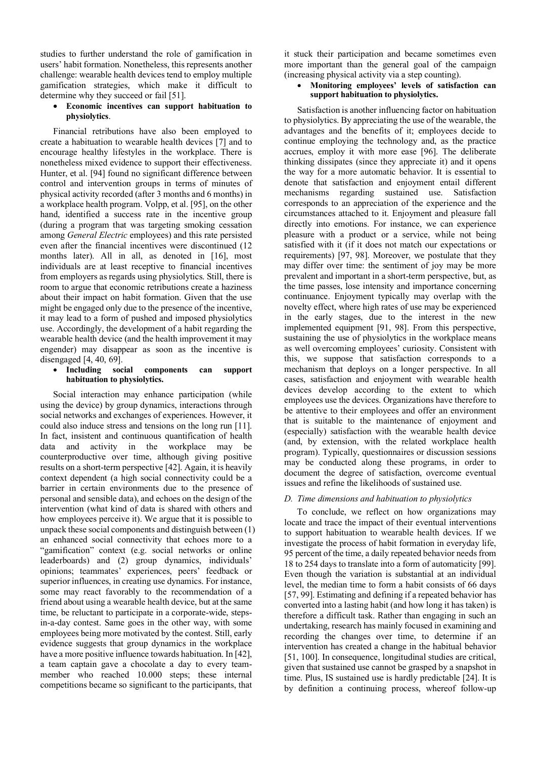studies to further understand the role of gamification in users' habit formation. Nonetheless, this represents another challenge: wearable health devices tend to employ multiple gamification strategies, which make it difficult to determine why they succeed or fail [51].

- **Economic incentives can support habituation to physiolytics**.

Financial retributions have also been employed to create a habituation to wearable health devices [7] and to encourage healthy lifestyles in the workplace. There is nonetheless mixed evidence to support their effectiveness. Hunter, et al. [94] found no significant difference between control and intervention groups in terms of minutes of physical activity recorded (after 3 months and 6 months) in a workplace health program. Volpp, et al. [95], on the other hand, identified a success rate in the incentive group (during a program that was targeting smoking cessation among *General Electric* employees) and this rate persisted even after the financial incentives were discontinued (12 months later). All in all, as denoted in [16], most individuals are at least receptive to financial incentives from employers as regards using physiolytics. Still, there is room to argue that economic retributions create a haziness about their impact on habit formation. Given that the use might be engaged only due to the presence of the incentive, it may lead to a form of pushed and imposed physiolytics use. Accordingly, the development of a habit regarding the wearable health device (and the health improvement it may engender) may disappear as soon as the incentive is disengaged [4, 40, 69].

- **Including social components can support habituation to physiolytics.**

Social interaction may enhance participation (while using the device) by group dynamics, interactions through social networks and exchanges of experiences. However, it could also induce stress and tensions on the long run [11]. In fact, insistent and continuous quantification of health data and activity in the workplace may be counterproductive over time, although giving positive results on a short-term perspective [42]. Again, it is heavily context dependent (a high social connectivity could be a barrier in certain environments due to the presence of personal and sensible data), and echoes on the design of the intervention (what kind of data is shared with others and how employees perceive it). We argue that it is possible to unpack these social components and distinguish between (1) an enhanced social connectivity that echoes more to a "gamification" context (e.g. social networks or online leaderboards) and (2) group dynamics, individuals' opinions; teammates' experiences, peers' feedback or superior influences, in creating use dynamics. For instance, some may react favorably to the recommendation of a friend about using a wearable health device, but at the same time, be reluctant to participate in a corporate-wide, steps-in-a-day contest. Same goes in the other way, with some employees being more motivated by the contest. Still, early evidence suggests that group dynamics in the workplace have a more positive influence towards habituation. In [42], a team captain gave a chocolate a day to every team-member who reached 10.000 steps; these internal competitions became so significant to the participants, that it stuck their participation and became sometimes even more important than the general goal of the campaign (increasing physical activity via a step counting).

- **Monitoring employees' levels of satisfaction can support habituation to physiolytics.**

Satisfaction is another influencing factor on habituation to physiolytics. By appreciating the use of the wearable, the advantages and the benefits of it; employees decide to continue employing the technology and, as the practice accrues, employ it with more ease [96]. The deliberate thinking dissipates (since they appreciate it) and it opens the way for a more automatic behavior. It is essential to denote that satisfaction and enjoyment entail different mechanisms regarding sustained use. Satisfaction corresponds to an appreciation of the experience and the circumstances attached to it. Enjoyment and pleasure fall directly into emotions. For instance, we can experience pleasure with a product or a service, while not being satisfied with it (if it does not match our expectations or requirements) [97, 98]. Moreover, we postulate that they may differ over time: the sentiment of joy may be more prevalent and important in a short-term perspective, but, as the time passes, lose intensity and importance concerning continuance. Enjoyment typically may overlap with the novelty effect, where high rates of use may be experienced in the early stages, due to the interest in the new implemented equipment [91, 98]. From this perspective, sustaining the use of physiolytics in the workplace means as well overcoming employees' curiosity. Consistent with this, we suppose that satisfaction corresponds to a mechanism that deploys on a longer perspective. In all cases, satisfaction and enjoyment with wearable health devices develop according to the extent to which employees use the devices. Organizations have therefore to be attentive to their employees and offer an environment that is suitable to the maintenance of enjoyment and (especially) satisfaction with the wearable health device (and, by extension, with the related workplace health program). Typically, questionnaires or discussion sessions may be conducted along these programs, in order to document the degree of satisfaction, overcome eventual issues and refine the likelihoods of sustained use.

### D. *Time dimensions and habituation to physiolytics*

To conclude, we reflect on how organizations may locate and trace the impact of their eventual interventions to support habituation to wearable health devices. If we investigate the process of habit formation in everyday life, 95 percent of the time, a daily repeated behavior needs from 18 to 254 days to translate into a form of automaticity [99]. Even though the variation is substantial at an individual level, the median time to form a habit consists of 66 days [57, 99]. Estimating and defining if a repeated behavior has converted into a lasting habit (and how long it has taken) is therefore a difficult task. Rather than engaging in such an undertaking, research has mainly focused in examining and recording the changes over time, to determine if an intervention has created a change in the habitual behavior [51, 100]. In consequence, longitudinal studies are critical, given that sustained use cannot be grasped by a snapshot in time. Plus, IS sustained use is hardly predictable [24]. It is by definition a continuing process, whereof follow-up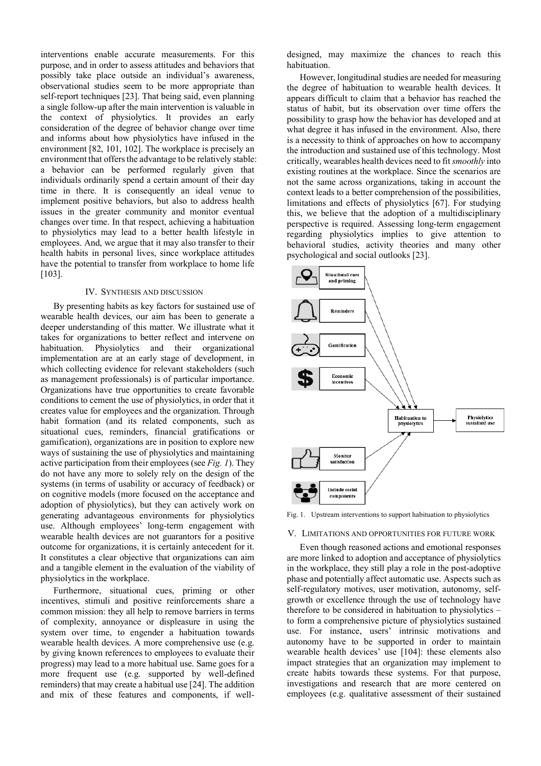interventions enable accurate measurements. For this purpose, and in order to assess attitudes and behaviors that possibly take place outside an individual's awareness, observational studies seem to be more appropriate than self-report techniques [23]. That being said, even planning a single follow-up after the main intervention is valuable in the context of physiolytics. It provides an early consideration of the degree of behavior change over time and informs about how physiolytics have infused in the environment [82, 101, 102]. The workplace is precisely an environment that offers the advantage to be relatively stable: a behavior can be performed regularly given that individuals ordinarily spend a certain amount of their day time in there. It is consequently an ideal venue to implement positive behaviors, but also to address health issues in the greater community and monitor eventual changes over time. In that respect, achieving a habituation to physiolytics may lead to a better health lifestyle in employees. And, we argue that it may also transfer to their health habits in personal lives, since workplace attitudes have the potential to transfer from workplace to home life [103].

## IV. Synthesis and Discussion

By presenting habits as key factors for sustained use of wearable health devices, our aim has been to generate a deeper understanding of this matter. We illustrate what it takes for organizations to better reflect and intervene on habituation. Physiolytics and their organizational implementation are at an early stage of development, in which collecting evidence for relevant stakeholders (such as management professionals) is of particular importance. Organizations have true opportunities to create favorable conditions to cement the use of physiolytics, in order that it creates value for employees and the organization. Through habit formation (and its related components, such as situational cues, reminders, financial gratifications or gamification), organizations are in position to explore new ways of sustaining the use of physiolytics and maintaining active participation from their employees (see *Fig. 1*). They do not have any more to solely rely on the design of the systems (in terms of usability or accuracy of feedback) or on cognitive models (more focused on the acceptance and adoption of physiolytics), but they can actively work on generating advantageous environments for physiolytics use. Although employees' long-term engagement with wearable health devices are not guarantors for a positive outcome for organizations, it is certainly antecedent for it. It constitutes a clear objective that organizations can aim and a tangible element in the evaluation of the viability of physiolytics in the workplace.

Furthermore, situational cues, priming or other incentives, stimuli and positive reinforcements share a common mission: they all help to remove barriers in terms of complexity, annoyance or displeasure in using the system over time, to engender a habituation towards wearable health devices. A more comprehensive use (e.g. by giving known references to employees to evaluate their progress) may lead to a more habitual use. Same goes for a more frequent use (e.g. supported by well-defined reminders) that may create a habitual use [24]. The addition and mix of these features and components, if well-designed, may maximize the chances to reach this habituation.

However, longitudinal studies are needed for measuring the degree of habituation to wearable health devices. It appears difficult to claim that a behavior has reached the status of habit, but its observation over time offers the possibility to grasp how the behavior has developed and at what degree it has infused in the environment. Also, there is a necessity to think of approaches on how to accompany the introduction and sustained use of this technology. Most critically, wearables health devices need to fit *smoothly* into existing routines at the workplace. Since the scenarios are not the same across organizations, taking in account the context leads to a better comprehension of the possibilities, limitations and effects of physiolytics [67]. For studying this, we believe that the adoption of a multidisciplinary perspective is required. Assessing long-term engagement regarding physiolytics implies to give attention to behavioral studies, activity theories and many other psychological and social outlooks [23].

Situational cues and priming

Reminders

Gamification

Economic incentives

Habituation to physiolytics

Physiolytics sustained use

Monitor satisfaction

Include social components

Fig. 1. Upstream interventions to support habituation to physiolytics

## V. Limitations and Opportunities for Future Work

Even though reasoned actions and emotional responses are more linked to adoption and acceptance of physiolytics in the workplace, they still play a role in the post-adoptive phase and potentially affect automatic use. Aspects such as self-regulatory motives, user motivation, autonomy, self-growth or excellence through the use of technology have therefore to be considered in habituation to physiolytics – to form a comprehensive picture of physiolytics sustained use. For instance, users' intrinsic motivations and autonomy have to be supported in order to maintain wearable health devices' use [104]: these elements also impact strategies that an organization may implement to create habits towards these systems. For that purpose, investigations and research that are more centered on employees (e.g. qualitative assessment of their sustained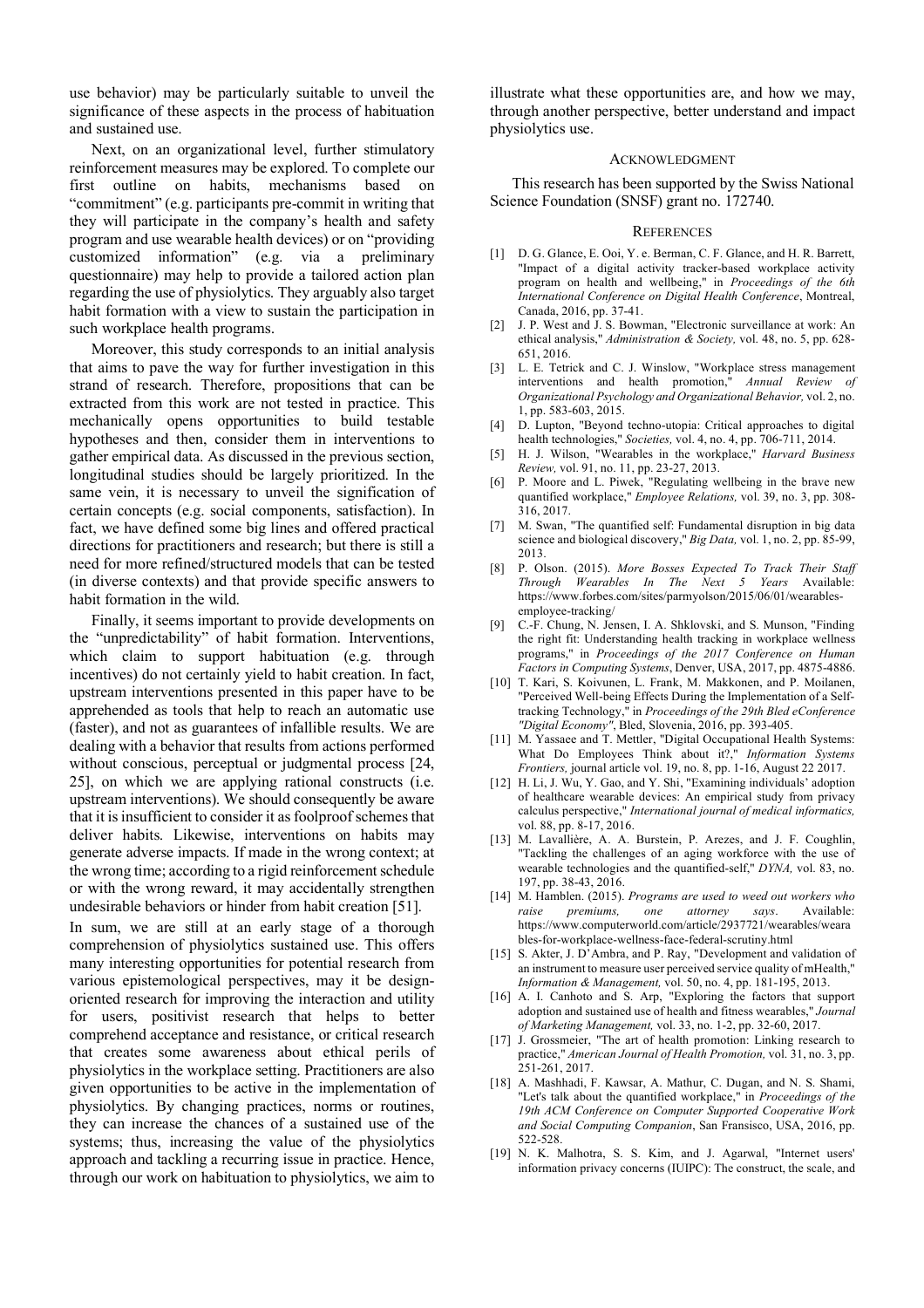use behavior) may be particularly suitable to unveil the significance of these aspects in the process of habituation and sustained use.

Next, on an organizational level, further stimulatory reinforcement measures may be explored. To complete our first outline on habits, mechanisms based on "commitment" (e.g. participants pre-commit in writing that they will participate in the company's health and safety program and use wearable health devices) or on "providing customized information" (e.g. via a preliminary questionnaire) may help to provide a tailored action plan regarding the use of physiolytics. They arguably also target habit formation with a view to sustain the participation in such workplace health programs.

Moreover, this study corresponds to an initial analysis that aims to pave the way for further investigation in this strand of research. Therefore, propositions that can be extracted from this work are not tested in practice. This mechanically opens opportunities to build testable hypotheses and then, consider them in interventions to gather empirical data. As discussed in the previous section, longitudinal studies should be largely prioritized. In the same vein, it is necessary to unveil the signification of certain concepts (e.g. social components, satisfaction). In fact, we have defined some big lines and offered practical directions for practitioners and research; but there is still a need for more refined/structured models that can be tested (in diverse contexts) and that provide specific answers to habit formation in the wild.

Finally, it seems important to provide developments on the "unpredictability" of habit formation. Interventions, which claim to support habituation (e.g. through incentives) do not certainly yield to habit creation. In fact, upstream interventions presented in this paper have to be apprehended as tools that help to reach an automatic use (faster), and not as guarantees of infallible results. We are dealing with a behavior that results from actions performed without conscious, perceptual or judgmental process [24, 25], on which we are applying rational constructs (i.e. upstream interventions). We should consequently be aware that it is insufficient to consider it as foolproof schemes that deliver habits. Likewise, interventions on habits may generate adverse impacts. If made in the wrong context; at the wrong time; according to a rigid reinforcement schedule or with the wrong reward, it may accidentally strengthen undesirable behaviors or hinder from habit creation [51].

In sum, we are still at an early stage of a thorough comprehension of physiolytics sustained use. This offers many interesting opportunities for potential research from various epistemological perspectives, may it be design-oriented research for improving the interaction and utility for users, positivist research that helps to better comprehend acceptance and resistance, or critical research that creates some awareness about ethical perils of physiolytics in the workplace setting. Practitioners are also given opportunities to be active in the implementation of physiolytics. By changing practices, norms or routines, they can increase the chances of a sustained use of the systems; thus, increasing the value of the physiolytics approach and tackling a recurring issue in practice. Hence, through our work on habituation to physiolytics, we aim to illustrate what these opportunities are, and how we may, through another perspective, better understand and impact physiolytics use.

## Acknowledgment

This research has been supported by the Swiss National Science Foundation (SNSF) grant no. 172740.

## References

[1] D. G. Glance, E. Ooi, Y. e. Berman, C. F. Glance, and H. R. Barrett, "Impact of a digital activity tracker-based workplace activity program on health and wellbeing," in *Proceedings of the 6th International Conference on Digital Health Conference*, Montreal, Canada, 2016, pp. 37-41.

[2] J. P. West and J. S. Bowman, "Electronic surveillance at work: An ethical analysis," *Administration & Society,* vol. 48, no. 5, pp. 628-651, 2016.

[3] L. E. Tetrick and C. J. Winslow, "Workplace stress management interventions and health promotion," *Annual Review of Organizational Psychology and Organizational Behavior,* vol. 2, no. 1, pp. 583-603, 2015.

[4] D. Lupton, "Beyond techno-utopia: Critical approaches to digital health technologies," *Societies,* vol. 4, no. 4, pp. 706-711, 2014.

[5] H. J. Wilson, "Wearables in the workplace," *Harvard Business Review,* vol. 91, no. 11, pp. 23-27, 2013.

[6] P. Moore and L. Piwek, "Regulating wellbeing in the brave new quantified workplace," *Employee Relations,* vol. 39, no. 3, pp. 308-316, 2017.

[7] M. Swan, "The quantified self: Fundamental disruption in big data science and biological discovery," *Big Data,* vol. 1, no. 2, pp. 85-99, 2013.

[8] P. Olson. (2015). *More Bosses Expected To Track Their Staff Through Wearables In The Next 5 Years* Available: https://www.forbes.com/sites/parmyolson/2015/06/01/wearables-employee-tracking/

[9] C.-F. Chung, N. Jensen, I. A. Shklovski, and S. Munson, "Finding the right fit: Understanding health tracking in workplace wellness programs," in *Proceedings of the 2017 Conference on Human Factors in Computing Systems*, Denver, USA, 2017, pp. 4875-4886.

[10] T. Kari, S. Koivunen, L. Frank, M. Makkonen, and P. Moilanen, "Perceived Well-being Effects During the Implementation of a Self-tracking Technology," in *Proceedings of the 29th Bled eConference "Digital Economy"*, Bled, Slovenia, 2016, pp. 393-405.

[11] M. Yassaee and T. Mettler, "Digital Occupational Health Systems: What Do Employees Think about it?," *Information Systems Frontiers,* journal article vol. 19, no. 8, pp. 1-16, August 22 2017.

[12] H. Li, J. Wu, Y. Gao, and Y. Shi, "Examining individuals' adoption of healthcare wearable devices: An empirical study from privacy calculus perspective," *International journal of medical informatics,* vol. 88, pp. 8-17, 2016.

[13] M. Lavallière, A. A. Burstein, P. Arezes, and J. F. Coughlin, "Tackling the challenges of an aging workforce with the use of wearable technologies and the quantified-self," *DYNA,* vol. 83, no. 197, pp. 38-43, 2016.

[14] M. Hamblen. (2015). *Programs are used to weed out workers who raise premiums, one attorney says*. Available: https://www.computerworld.com/article/2937721/wearables/wearables-for-workplace-wellness-face-federal-scrutiny.html

[15] S. Akter, J. D'Ambra, and P. Ray, "Development and validation of an instrument to measure user perceived service quality of mHealth," *Information & Management,* vol. 50, no. 4, pp. 181-195, 2013.

[16] A. I. Canhoto and S. Arp, "Exploring the factors that support adoption and sustained use of health and fitness wearables," *Journal of Marketing Management,* vol. 33, no. 1-2, pp. 32-60, 2017.

[17] J. Grossmeier, "The art of health promotion: Linking research to practice," *American Journal of Health Promotion,* vol. 31, no. 3, pp. 251-261, 2017.

[18] A. Mashhadi, F. Kawsar, A. Mathur, C. Dugan, and N. S. Shami, "Let's talk about the quantified workplace," in *Proceedings of the 19th ACM Conference on Computer Supported Cooperative Work and Social Computing Companion*, San Fransisco, USA, 2016, pp. 522-528.

[19] N. K. Malhotra, S. S. Kim, and J. Agarwal, "Internet users' information privacy concerns (IUIPC): The construct, the scale, and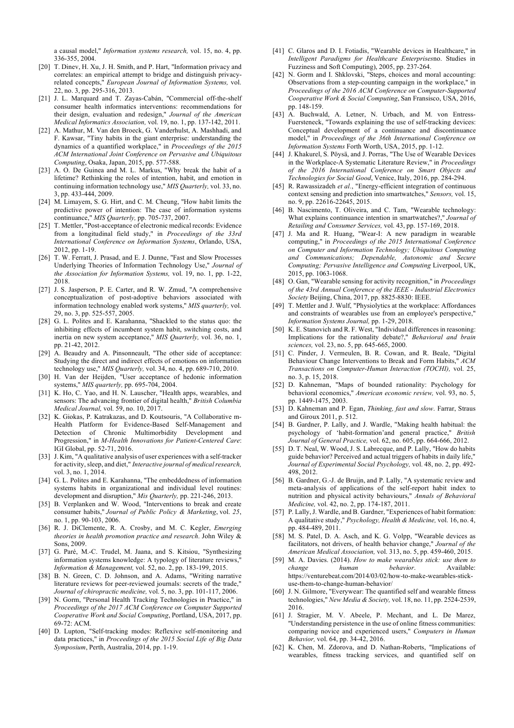a causal model," *Information systems research,* vol. 15, no. 4, pp. 336-355, 2004.

[20] T. Dinev, H. Xu, J. H. Smith, and P. Hart, "Information privacy and correlates: an empirical attempt to bridge and distinguish privacy-related concepts," *European Journal of Information Systems,* vol. 22, no. 3, pp. 295-316, 2013.

[21] J. L. Marquard and T. Zayas-Cabán, "Commercial off-the-shelf consumer health informatics interventions: recommendations for their design, evaluation and redesign," *Journal of the American Medical Informatics Association,* vol. 19, no. 1, pp. 137-142, 2011.

[22] A. Mathur, M. Van den Broeck, G. Vanderhulst, A. Mashhadi, and F. Kawsar, "Tiny habits in the giant enterprise: understanding the dynamics of a quantified workplace," in *Proceedings of the 2015 ACM International Joint Conference on Pervasive and Ubiquitous Computing*, Osaka, Japan, 2015, pp. 577-588.

[23] A. O. De Guinea and M. L. Markus, "Why break the habit of a lifetime? Rethinking the roles of intention, habit, and emotion in continuing information technology use," *MIS Quarterly,* vol. 33, no. 3, pp. 433-444, 2009.

[24] M. Limayem, S. G. Hirt, and C. M. Cheung, "How habit limits the predictive power of intention: The case of information systems continuance," *MIS Quarterly,* pp. 705-737, 2007.

[25] T. Mettler, "Post-acceptance of electronic medical records: Evidence from a longitudinal field study," in *Proceedings of the 33rd International Conference on Information Systems*, Orlando, USA, 2012, pp. 1-19.

[26] T. W. Ferratt, J. Prasad, and E. J. Dunne, "Fast and Slow Processes Underlying Theories of Information Technology Use," *Journal of the Association for Information Systems,* vol. 19, no. 1, pp. 1-22, 2018.

[27] J. S. Jasperson, P. E. Carter, and R. W. Zmud, "A comprehensive conceptualization of post-adoptive behaviors associated with information technology enabled work systems," *MIS quarterly,* vol. 29, no. 3, pp. 525-557, 2005.

[28] G. L. Polites and E. Karahanna, "Shackled to the status quo: the inhibiting effects of incumbent system habit, switching costs, and inertia on new system acceptance," *MIS Quarterly,* vol. 36, no. 1, pp. 21-42, 2012.

[29] A. Beaudry and A. Pinsonneault, "The other side of acceptance: Studying the direct and indirect effects of emotions on information technology use," *MIS Quarterly,* vol. 34, no. 4, pp. 689-710, 2010.

[30] H. Van der Heijden, "User acceptance of hedonic information systems," *MIS quarterly,* pp. 695-704, 2004.

[31] K. Ho, C. Yao, and H. N. Lauscher, "Health apps, wearables, and sensors: The advancing frontier of digital health," *British Columbia Medical Journal,* vol. 59, no. 10, 2017.

[32] K. Giokas, P. Katrakazas, and D. Koutsouris, "A Collaborative m-Health Platform for Evidence-Based Self-Management and Detection of Chronic Multimorbidity Development and Progression," in *M-Health Innovations for Patient-Centered Care*: IGI Global, pp. 52-71, 2016.

[33] J. Kim, "A qualitative analysis of user experiences with a self-tracker for activity, sleep, and diet," *Interactive journal of medical research,* vol. 3, no. 1, 2014.

[34] G. L. Polites and E. Karahanna, "The embeddedness of information systems habits in organizational and individual level routines: development and disruption," *Mis Quarterly,* pp. 221-246, 2013.

[35] B. Verplanken and W. Wood, "Interventions to break and create consumer habits," *Journal of Public Policy & Marketing*, vol. *25*, no. 1, pp. 90-103, 2006.

[36] R. J. DiClemente, R. A. Crosby, and M. C. Kegler, *Emerging theories in health promotion practice and research*. John Wiley & Sons, 2009.

[37] G. Paré, M.-C. Trudel, M. Jaana, and S. Kitsiou, "Synthesizing information systems knowledge: A typology of literature reviews," *Information & Management,* vol. 52, no. 2, pp. 183-199, 2015.

[38] B. N. Green, C. D. Johnson, and A. Adams, "Writing narrative literature reviews for peer-reviewed journals: secrets of the trade," *Journal of chiropractic medicine,* vol. 5, no. 3, pp. 101-117, 2006.

[39] N. Gorm, "Personal Health Tracking Technologies in Practice," in *Proceedings of the 2017 ACM Conference on Computer Supported Cooperative Work and Social Computing*, Portland, USA, 2017, pp. 69-72: ACM.

[40] D. Lupton, "Self-tracking modes: Reflexive self-monitoring and data practices," in *Proceedings of the 2015 Social Life of Big Data Symposium*, Perth, Australia, 2014, pp. 1-19.

[41] C. Glaros and D. I. Fotiadis, "Wearable devices in Healthcare," in *Intelligent Paradigms for Healthcare Enterprises*no. Studies in Fuzziness and Soft Computing), 2005, pp. 237-264.

[42] N. Gorm and I. Shklovski, "Steps, choices and moral accounting: Observations from a step-counting campaign in the workplace," in *Proceedings of the 2016 ACM Conference on Computer-Supported Cooperative Work & Social Computing*, San Fransisco, USA, 2016, pp. 148-159.

[43] A. Buchwald, A. Letner, N. Urbach, and M. von Entress-Fuersteneck, "Towards explaining the use of self-tracking devices: Conceptual development of a continuance and discontinuance model," in *Proceedings of the 36th International Conference on Information Systems* Forth Worth, USA, 2015, pp. 1-12.

[44] J. Khakurel, S. Pöysä, and J. Porras, "The Use of Wearable Devices in the Workplace-A Systematic Literature Review," in *Proceedings of the 2016 International Conference on Smart Objects and Technologies for Social Good*, Venice, Italy, 2016, pp. 284-294.

[45] R. Rawassizadeh *et al.*, "Energy-efficient integration of continuous context sensing and prediction into smartwatches," *Sensors,* vol. 15, no. 9, pp. 22616-22645, 2015.

[46] B. Nascimento, T. Oliveira, and C. Tam, "Wearable technology: What explains continuance intention in smartwatches?," *Journal of Retailing and Consumer Services,* vol. 43, pp. 157-169, 2018.

[47] J. Ma and R. Huang, "Wear-I: A new paradigm in wearable computing," in *Proceedings of the 2015 International Conference on Computer and Information Technology; Ubiquitous Computing and Communications; Dependable, Autonomic and Secure Computing; Pervasive Intelligence and Computing* Liverpool, UK, 2015, pp. 1063-1068.

[48] O. Gan, "Wearable sensing for activity recognition," in *Proceedings of the 43rd Annual Conference of the IEEE - Industrial Electronics Society* Beijing, China, 2017, pp. 8825-8830: IEEE.

[49] T. Mettler and J. Wulf, "Physiolytics at the workplace: Affordances and constraints of wearables use from an employee's perspective," *Information Systems Journal,* pp. 1-29, 2018.

[50] K. E. Stanovich and R. F. West, "Individual differences in reasoning: Implications for the rationality debate?," *Behavioral and brain sciences,* vol. 23, no. 5, pp. 645-665, 2000.

[51] C. Pinder, J. Vermeulen, B. R. Cowan, and R. Beale, "Digital Behaviour Change Interventions to Break and Form Habits," *ACM Transactions on Computer-Human Interaction (TOCHI),* vol. 25, no. 3, p. 15, 2018.

[52] D. Kahneman, "Maps of bounded rationality: Psychology for behavioral economics," *American economic review,* vol. 93, no. 5, pp. 1449-1475, 2003.

[53] D. Kahneman and P. Egan, *Thinking, fast and slow*. Farrar, Straus and Giroux 2011, p. 512.

[54] B. Gardner, P. Lally, and J. Wardle, "Making health habitual: the psychology of 'habit-formation'and general practice," *British Journal of General Practice,* vol. 62, no. 605, pp. 664-666, 2012.

[55] D. T. Neal, W. Wood, J. S. Labrecque, and P. Lally, "How do habits guide behavior? Perceived and actual triggers of habits in daily life," *Journal of Experimental Social Psychology,* vol. 48, no. 2, pp. 492-498, 2012.

[56] B. Gardner, G.-J. de Bruijn, and P. Lally, "A systematic review and meta-analysis of applications of the self-report habit index to nutrition and physical activity behaviours," *Annals of Behavioral Medicine,* vol. 42, no. 2, pp. 174-187, 2011.

[57] P. Lally, J. Wardle, and B. Gardner, "Experiences of habit formation: A qualitative study," *Psychology, Health & Medicine,* vol. 16, no. 4, pp. 484-489, 2011.

[58] M. S. Patel, D. A. Asch, and K. G. Volpp, "Wearable devices as facilitators, not drivers, of health behavior change," *Journal of the American Medical Association,* vol. 313, no. 5, pp. 459-460, 2015.

[59] M. A. Davies. (2014). *How to make wearables stick: use them to change human behavior*. Available: https://venturebeat.com/2014/03/02/how-to-make-wearables-stick-use-them-to-change-human-behavior/

[60] J. N. Gilmore, "Everywear: The quantified self and wearable fitness technologies," *New Media & Society,* vol. 18, no. 11, pp. 2524-2539, 2016.

[61] J. Stragier, M. V. Abeele, P. Mechant, and L. De Marez, "Understanding persistence in the use of online fitness communities: comparing novice and experienced users," *Computers in Human Behavior,* vol. 64, pp. 34-42, 2016.

[62] K. Chen, M. Zdorova, and D. Nathan-Roberts, "Implications of wearables, fitness tracking services, and quantified self on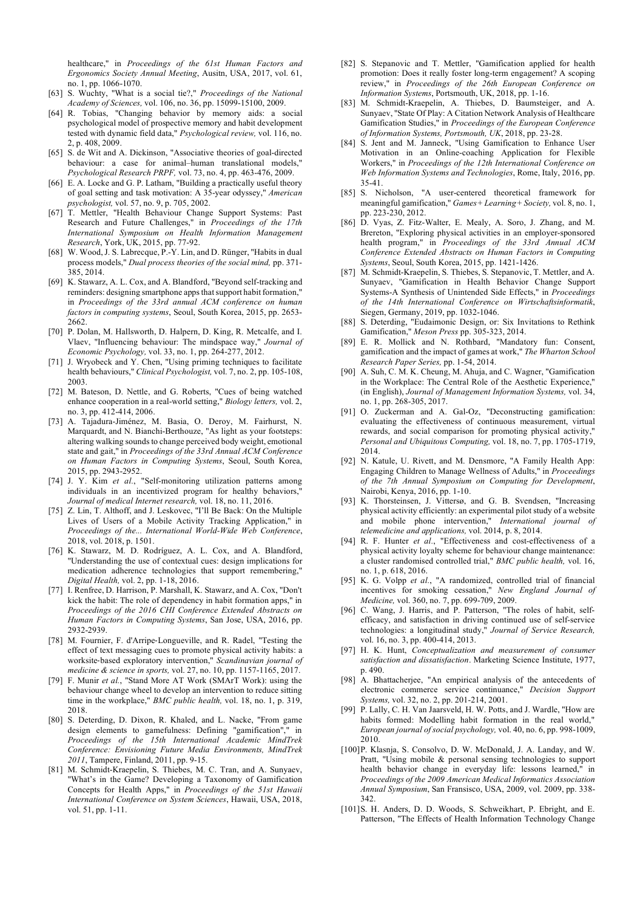healthcare," in *Proceedings of the 61st Human Factors and Ergonomics Society Annual Meeting*, Ausitn, USA, 2017, vol. 61, no. 1, pp. 1066-1070.

[63] S. Wuchty, "What is a social tie?," *Proceedings of the National Academy of Sciences,* vol. 106, no. 36, pp. 15099-15100, 2009.

[64] R. Tobias, "Changing behavior by memory aids: a social psychological model of prospective memory and habit development tested with dynamic field data," *Psychological review,* vol. 116, no. 2, p. 408, 2009.

[65] S. de Wit and A. Dickinson, "Associative theories of goal-directed behaviour: a case for animal–human translational models," *Psychological Research PRPF,* vol. 73, no. 4, pp. 463-476, 2009.

[66] E. A. Locke and G. P. Latham, "Building a practically useful theory of goal setting and task motivation: A 35-year odyssey," *American psychologist,* vol. 57, no. 9, p. 705, 2002.

[67] T. Mettler, "Health Behaviour Change Support Systems: Past Research and Future Challenges," in *Proceedings of the 17th International Symposium on Health Information Management Research*, York, UK, 2015, pp. 77-92.

[68] W. Wood, J. S. Labrecque, P.-Y. Lin, and D. Rünger, "Habits in dual process models," *Dual process theories of the social mind,* pp. 371-385, 2014.

[69] K. Stawarz, A. L. Cox, and A. Blandford, "Beyond self-tracking and reminders: designing smartphone apps that support habit formation," in *Proceedings of the 33rd annual ACM conference on human factors in computing systems*, Seoul, South Korea, 2015, pp. 2653-2662.

[70] P. Dolan, M. Hallsworth, D. Halpern, D. King, R. Metcalfe, and I. Vlaev, "Influencing behaviour: The mindspace way," *Journal of Economic Psychology,* vol. 33, no. 1, pp. 264-277, 2012.

[71] J. Wryobeck and Y. Chen, "Using priming techniques to facilitate health behaviours," *Clinical Psychologist,* vol. 7, no. 2, pp. 105-108, 2003.

[72] M. Bateson, D. Nettle, and G. Roberts, "Cues of being watched enhance cooperation in a real-world setting," *Biology letters,* vol. 2, no. 3, pp. 412-414, 2006.

[73] A. Tajadura-Jiménez, M. Basia, O. Deroy, M. Fairhurst, N. Marquardt, and N. Bianchi-Berthouze, "As light as your footsteps: altering walking sounds to change perceived body weight, emotional state and gait," in *Proceedings of the 33rd Annual ACM Conference on Human Factors in Computing Systems*, Seoul, South Korea, 2015, pp. 2943-2952.

[74] J. Y. Kim *et al.*, "Self-monitoring utilization patterns among individuals in an incentivized program for healthy behaviors," *Journal of medical Internet research,* vol. 18, no. 11, 2016.

[75] Z. Lin, T. Althoff, and J. Leskovec, "I'll Be Back: On the Multiple Lives of Users of a Mobile Activity Tracking Application," in *Proceedings of the... International World-Wide Web Conference*, 2018, vol. 2018, p. 1501.

[76] K. Stawarz, M. D. Rodríguez, A. L. Cox, and A. Blandford, "Understanding the use of contextual cues: design implications for medication adherence technologies that support remembering," *Digital Health,* vol. 2, pp. 1-18, 2016.

[77] I. Renfree, D. Harrison, P. Marshall, K. Stawarz, and A. Cox, "Don't kick the habit: The role of dependency in habit formation apps," in *Proceedings of the 2016 CHI Conference Extended Abstracts on Human Factors in Computing Systems*, San Jose, USA, 2016, pp. 2932-2939.

[78] M. Fournier, F. d'Arripe-Longueville, and R. Radel, "Testing the effect of text messaging cues to promote physical activity habits: a worksite-based exploratory intervention," *Scandinavian journal of medicine & science in sports,* vol. 27, no. 10, pp. 1157-1165, 2017.

[79] F. Munir *et al.*, "Stand More AT Work (SMArT Work): using the behaviour change wheel to develop an intervention to reduce sitting time in the workplace," *BMC public health,* vol. 18, no. 1, p. 319, 2018.

[80] S. Deterding, D. Dixon, R. Khaled, and L. Nacke, "From game design elements to gamefulness: Defining "gamification"," in *Proceedings of the 15th International Academic MindTrek Conference: Envisioning Future Media Environments, MindTrek 2011*, Tampere, Finland, 2011, pp. 9-15.

[81] M. Schmidt-Kraepelin, S. Thiebes, M. C. Tran, and A. Sunyaev, "What's in the Game? Developing a Taxonomy of Gamification Concepts for Health Apps," in *Proceedings of the 51st Hawaii International Conference on System Sciences*, Hawaii, USA, 2018, vol. 51, pp. 1-11.

[82] S. Stepanovic and T. Mettler, "Gamification applied for health promotion: Does it really foster long-term engagement? A scoping review," in *Proceedings of the 26th European Conference on Information Systems*, Portsmouth, UK, 2018, pp. 1-16.

[83] M. Schmidt-Kraepelin, A. Thiebes, D. Baumsteiger, and A. Sunyaev, "State Of Play: A Citation Network Analysis of Healthcare Gamification Studies," in *Proceedings of the European Conference of Information Systems, Portsmouth, UK*, 2018, pp. 23-28.

[84] S. Jent and M. Janneck, "Using Gamification to Enhance User Motivation in an Online-coaching Application for Flexible Workers," in *Proceedings of the 12th International Conference on Web Information Systems and Technologies*, Rome, Italy, 2016, pp. 35-41.

[85] S. Nicholson, "A user-centered theoretical framework for meaningful gamification," *Games+ Learning+ Society,* vol. 8, no. 1, pp. 223-230, 2012.

[86] D. Vyas, Z. Fitz-Walter, E. Mealy, A. Soro, J. Zhang, and M. Brereton, "Exploring physical activities in an employer-sponsored health program," in *Proceedings of the 33rd Annual ACM Conference Extended Abstracts on Human Factors in Computing Systems*, Seoul, South Korea, 2015, pp. 1421-1426.

[87] M. Schmidt-Kraepelin, S. Thiebes, S. Stepanovic, T. Mettler, and A. Sunyaev, "Gamification in Health Behavior Change Support Systems-A Synthesis of Unintended Side Effects," in *Proceedings of the 14th International Conference on Wirtschaftsinformatik*, Siegen, Germany, 2019, pp. 1032-1046.

[88] S. Deterding, "Eudaimonic Design, or: Six Invitations to Rethink Gamification," *Meson Press* pp. 305-323, 2014.

[89] E. R. Mollick and N. Rothbard, "Mandatory fun: Consent, gamification and the impact of games at work," *The Wharton School Research Paper Series,* pp. 1-54, 2014.

[90] A. Suh, C. M. K. Cheung, M. Ahuja, and C. Wagner, "Gamification in the Workplace: The Central Role of the Aesthetic Experience," (in English), *Journal of Management Information Systems,* vol. 34, no. 1, pp. 268-305, 2017.

[91] O. Zuckerman and A. Gal-Oz, "Deconstructing gamification: evaluating the effectiveness of continuous measurement, virtual rewards, and social comparison for promoting physical activity," *Personal and Ubiquitous Computing,* vol. 18, no. 7, pp. 1705-1719, 2014.

[92] N. Katule, U. Rivett, and M. Densmore, "A Family Health App: Engaging Children to Manage Wellness of Adults," in *Proceedings of the 7th Annual Symposium on Computing for Development*, Nairobi, Kenya, 2016, pp. 1-10.

[93] K. Thorsteinsen, J. Vittersø, and G. B. Svendsen, "Increasing physical activity efficiently: an experimental pilot study of a website and mobile phone intervention," *International journal of telemedicine and applications,* vol. 2014, p. 8, 2014.

[94] R. F. Hunter *et al.*, "Effectiveness and cost-effectiveness of a physical activity loyalty scheme for behaviour change maintenance: a cluster randomised controlled trial," *BMC public health,* vol. 16, no. 1, p. 618, 2016.

[95] K. G. Volpp *et al.*, "A randomized, controlled trial of financial incentives for smoking cessation," *New England Journal of Medicine,* vol. 360, no. 7, pp. 699-709, 2009.

[96] C. Wang, J. Harris, and P. Patterson, "The roles of habit, self-efficacy, and satisfaction in driving continued use of self-service technologies: a longitudinal study," *Journal of Service Research,* vol. 16, no. 3, pp. 400-414, 2013.

[97] H. K. Hunt, *Conceptualization and measurement of consumer satisfaction and dissatisfaction*. Marketing Science Institute, 1977, p. 490.

[98] A. Bhattacherjee, "An empirical analysis of the antecedents of electronic commerce service continuance," *Decision Support Systems,* vol. 32, no. 2, pp. 201-214, 2001.

[99] P. Lally, C. H. Van Jaarsveld, H. W. Potts, and J. Wardle, "How are habits formed: Modelling habit formation in the real world," *European journal of social psychology,* vol. 40, no. 6, pp. 998-1009, 2010.

[100] P. Klasnja, S. Consolvo, D. W. McDonald, J. A. Landay, and W. Pratt, "Using mobile & personal sensing technologies to support health behavior change in everyday life: lessons learned," in *Proceedings of the 2009 American Medical Informatics Association Annual Symposium*, San Fransisco, USA, 2009, vol. 2009, pp. 338-342.

[101] S. H. Anders, D. D. Woods, S. Schweikhart, P. Ebright, and E. Patterson, "The Effects of Health Information Technology Change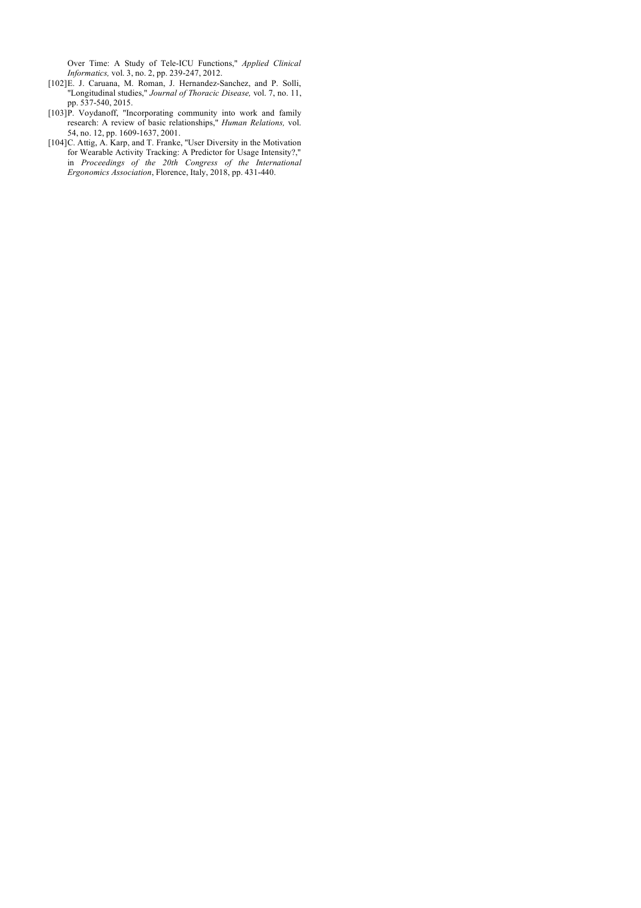Over Time: A Study of Tele-ICU Functions," *Applied Clinical Informatics,* vol. 3, no. 2, pp. 239-247, 2012.

[102] E. J. Caruana, M. Roman, J. Hernandez-Sanchez, and P. Solli, "Longitudinal studies," *Journal of Thoracic Disease,* vol. 7, no. 11, pp. 537-540, 2015.

[103] P. Voydanoff, "Incorporating community into work and family research: A review of basic relationships," *Human Relations,* vol. 54, no. 12, pp. 1609-1637, 2001.

[104] C. Attig, A. Karp, and T. Franke, "User Diversity in the Motivation for Wearable Activity Tracking: A Predictor for Usage Intensity?," in *Proceedings of the 20th Congress of the International Ergonomics Association*, Florence, Italy, 2018, pp. 431-440.